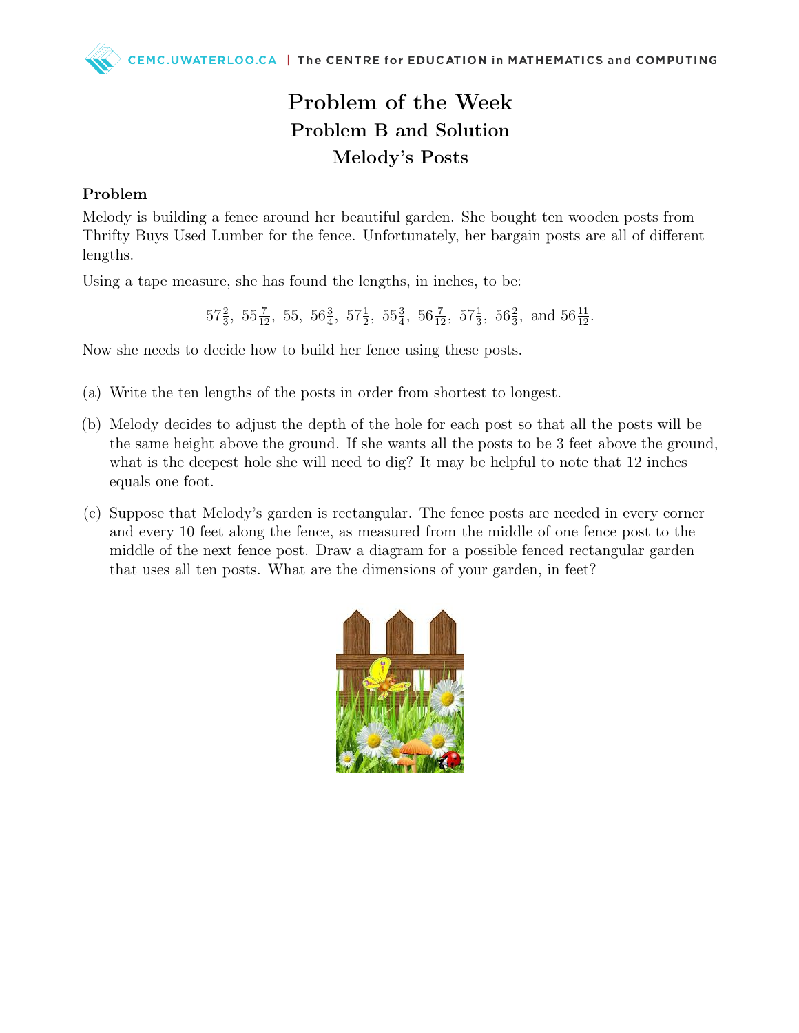# Problem of the Week

## Problem B and Solution

## Melody's Posts

### Problem

Melody is building a fence around her beautiful garden. She bought ten wooden posts from Thrifty Buys Used Lumber for the fence. Unfortunately, her bargain posts are all of different lengths.

Using a tape measure, she has found the lengths, in inches, to be:

$$57\tfrac{2}{3},\ 55\tfrac{7}{12},\ 55,\ 56\tfrac{3}{4},\ 57\tfrac{1}{2},\ 55\tfrac{3}{4},\ 56\tfrac{7}{12},\ 57\tfrac{1}{3},\ 56\tfrac{2}{3},\ \text{and}\ 56\tfrac{11}{12}.$$

Now she needs to decide how to build her fence using these posts.

(a) Write the ten lengths of the posts in order from shortest to longest.

(b) Melody decides to adjust the depth of the hole for each post so that all the posts will be the same height above the ground. If she wants all the posts to be 3 feet above the ground, what is the deepest hole she will need to dig? It may be helpful to note that 12 inches equals one foot.

(c) Suppose that Melody's garden is rectangular. The fence posts are needed in every corner and every 10 feet along the fence, as measured from the middle of one fence post to the middle of the next fence post. Draw a diagram for a possible fenced rectangular garden that uses all ten posts. What are the dimensions of your garden, in feet?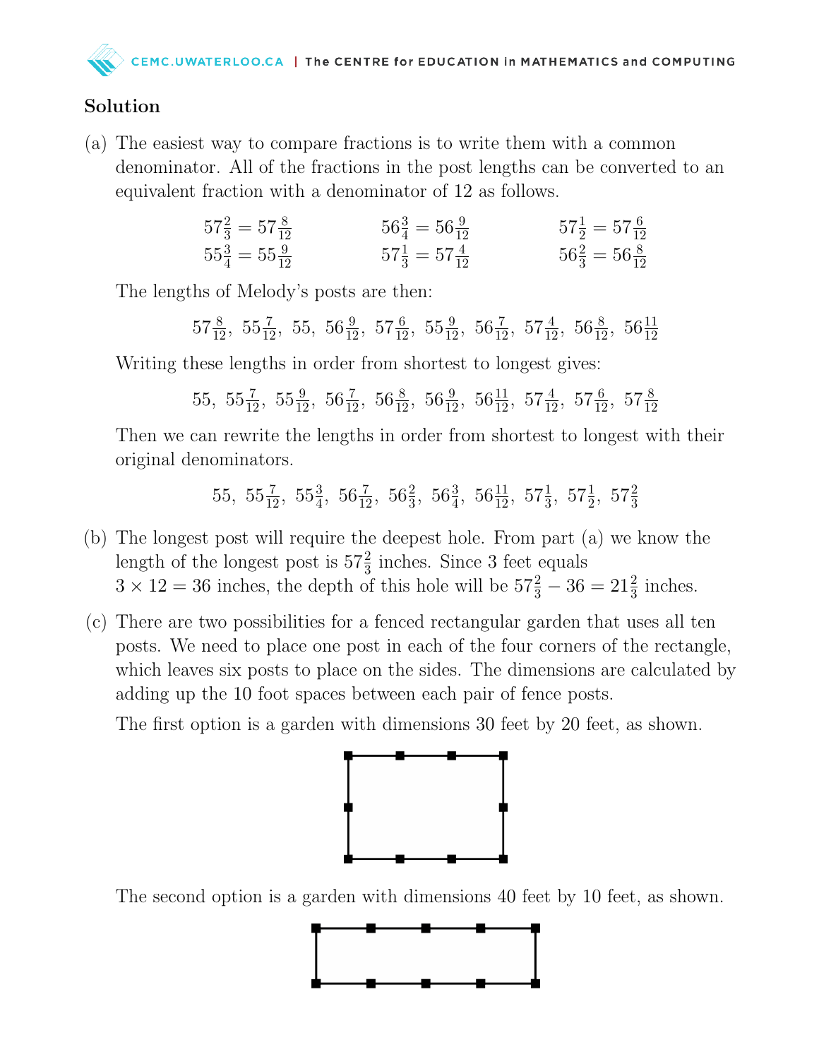## Solution

(a) The easiest way to compare fractions is to write them with a common denominator. All of the fractions in the post lengths can be converted to an equivalent fraction with a denominator of 12 as follows.

$$57\tfrac{2}{3} = 57\tfrac{8}{12} \qquad 56\tfrac{3}{4} = 56\tfrac{9}{12} \qquad 57\tfrac{1}{2} = 57\tfrac{6}{12}$$
$$55\tfrac{3}{4} = 55\tfrac{9}{12} \qquad 57\tfrac{1}{3} = 57\tfrac{4}{12} \qquad 56\tfrac{2}{3} = 56\tfrac{8}{12}$$

The lengths of Melody's posts are then:

$$57\tfrac{8}{12},\ 55\tfrac{7}{12},\ 55,\ 56\tfrac{9}{12},\ 57\tfrac{6}{12},\ 55\tfrac{9}{12},\ 56\tfrac{7}{12},\ 57\tfrac{4}{12},\ 56\tfrac{8}{12},\ 56\tfrac{11}{12}$$

Writing these lengths in order from shortest to longest gives:

$$55,\ 55\tfrac{7}{12},\ 55\tfrac{9}{12},\ 56\tfrac{7}{12},\ 56\tfrac{8}{12},\ 56\tfrac{9}{12},\ 56\tfrac{11}{12},\ 57\tfrac{4}{12},\ 57\tfrac{6}{12},\ 57\tfrac{8}{12}$$

Then we can rewrite the lengths in order from shortest to longest with their original denominators.

$$55,\ 55\tfrac{7}{12},\ 55\tfrac{3}{4},\ 56\tfrac{7}{12},\ 56\tfrac{2}{3},\ 56\tfrac{3}{4},\ 56\tfrac{11}{12},\ 57\tfrac{1}{3},\ 57\tfrac{1}{2},\ 57\tfrac{2}{3}$$

(b) The longest post will require the deepest hole. From part (a) we know the length of the longest post is $57\frac{2}{3}$ inches. Since 3 feet equals $3 \times 12 = 36$ inches, the depth of this hole will be $57\frac{2}{3} - 36 = 21\frac{2}{3}$ inches.

(c) There are two possibilities for a fenced rectangular garden that uses all ten posts. We need to place one post in each of the four corners of the rectangle, which leaves six posts to place on the sides. The dimensions are calculated by adding up the 10 foot spaces between each pair of fence posts.

The first option is a garden with dimensions 30 feet by 20 feet, as shown.

The second option is a garden with dimensions 40 feet by 10 feet, as shown.